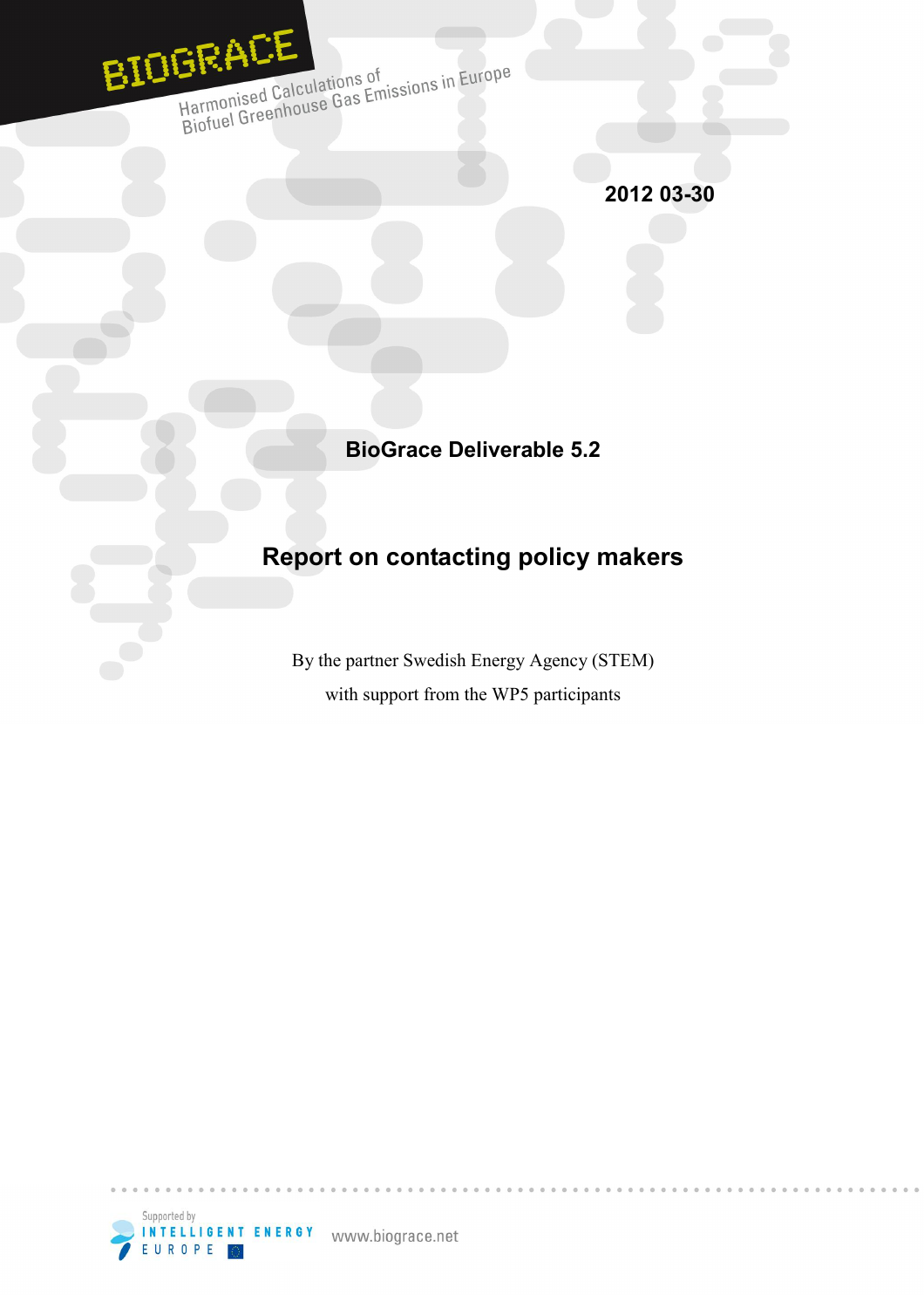BIOGRACE

Harmonised Calculations of Biofuel Greenhouse Gas Emissions in Europe

**2012 03-30**

**BioGrace Deliverable 5.2**

# Report on contacting policy makers

By the partner Swedish Energy Agency (STEM)

with support from the WP5 participants

Supported by INTELLIGENT ENERGY EUROPE

www.biograce.net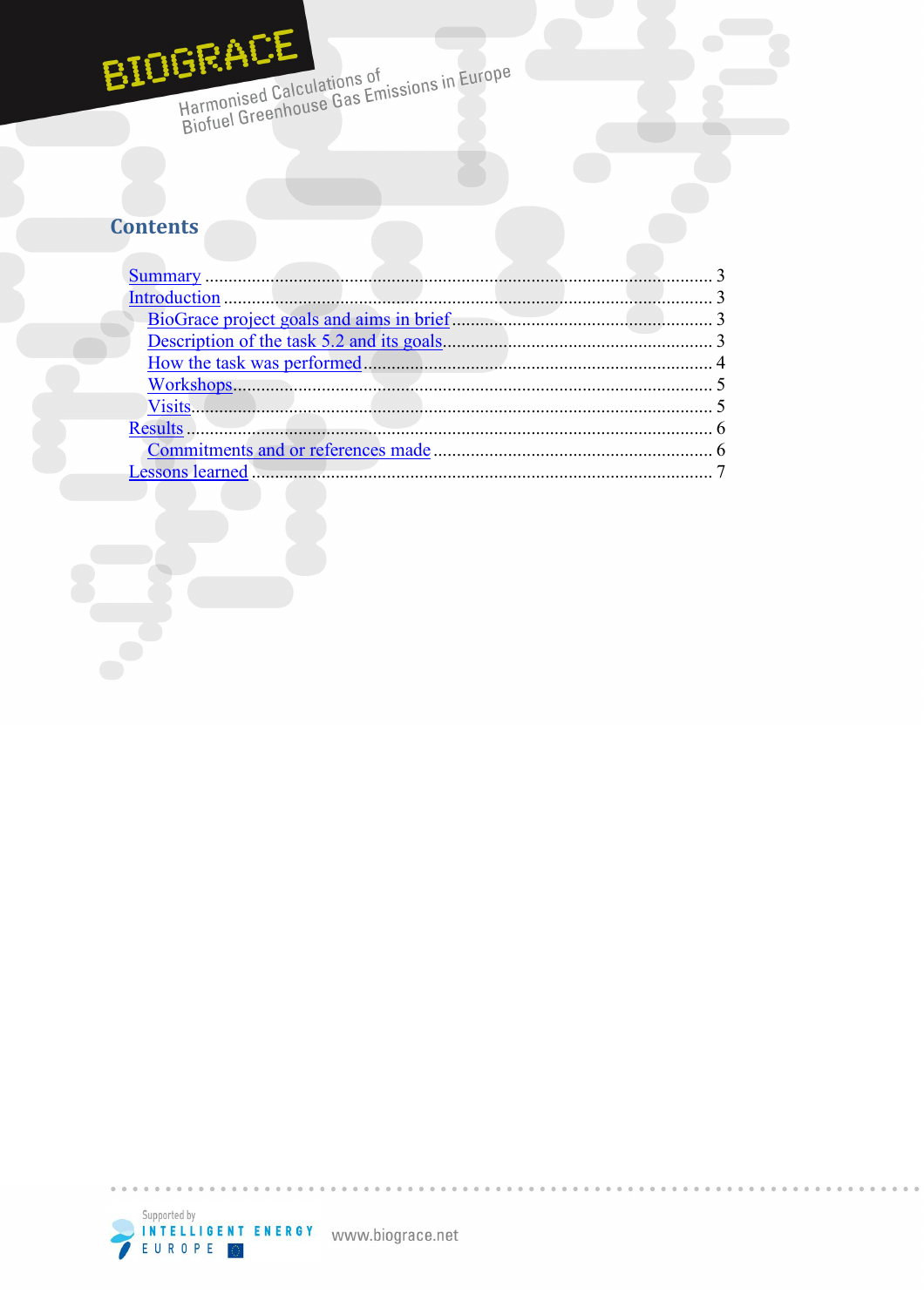## Contents

- Summary ... 3
- Introduction ... 3
  - BioGrace project goals and aims in brief ... 3
  - Description of the task 5.2 and its goals ... 3
  - How the task was performed ... 4
  - Workshops ... 5
  - Visits ... 5
- Results ... 6
  - Commitments and or references made ... 6
- Lessons learned ... 7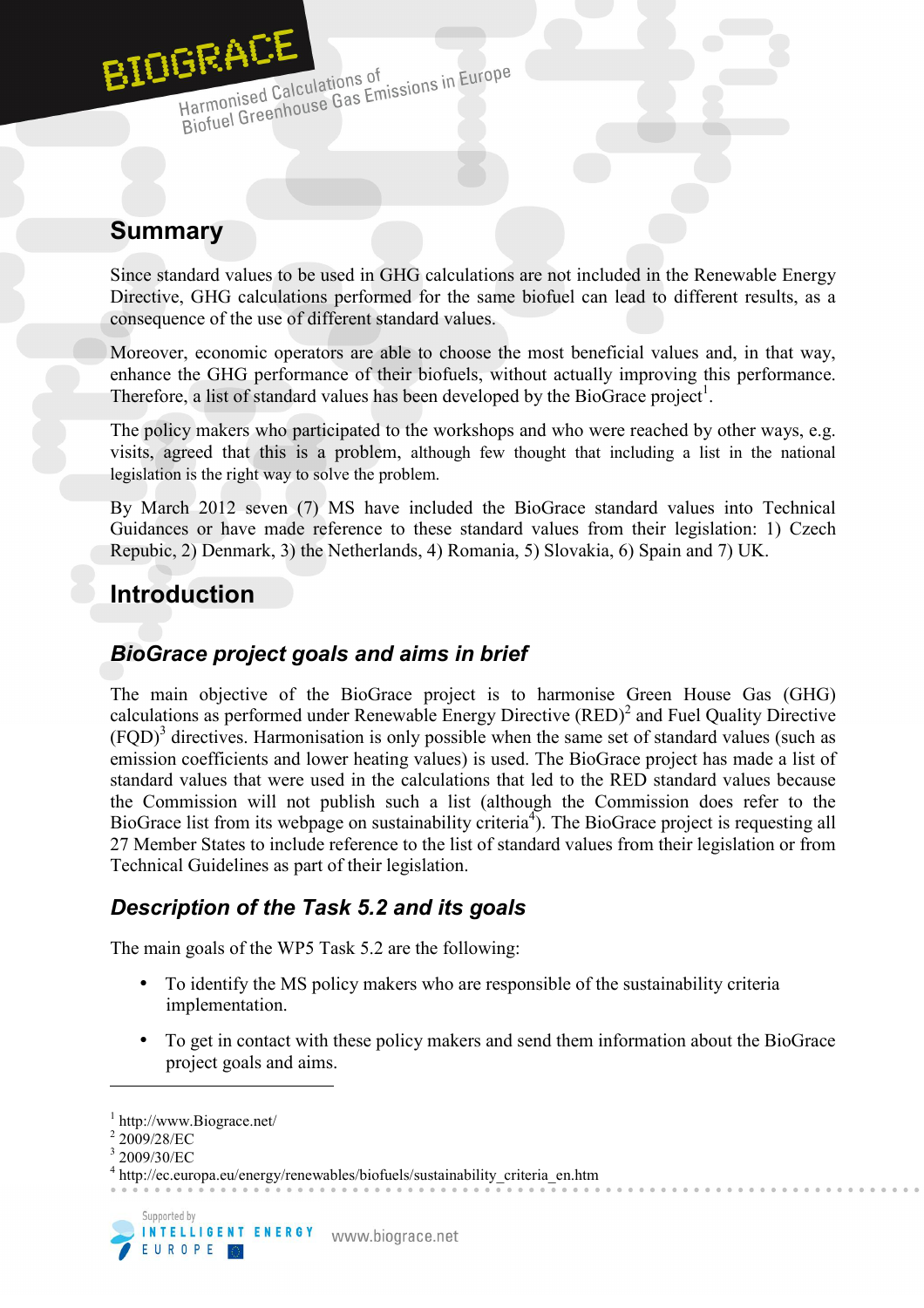## Summary

Since standard values to be used in GHG calculations are not included in the Renewable Energy Directive, GHG calculations performed for the same biofuel can lead to different results, as a consequence of the use of different standard values.

Moreover, economic operators are able to choose the most beneficial values and, in that way, enhance the GHG performance of their biofuels, without actually improving this performance. Therefore, a list of standard values has been developed by the BioGrace project[1].

The policy makers who participated to the workshops and who were reached by other ways, e.g. visits, agreed that this is a problem, although few thought that including a list in the national legislation is the right way to solve the problem.

By March 2012 seven (7) MS have included the BioGrace standard values into Technical Guidances or have made reference to these standard values from their legislation: 1) Czech Repubic, 2) Denmark, 3) the Netherlands, 4) Romania, 5) Slovakia, 6) Spain and 7) UK.

## Introduction

### *BioGrace project goals and aims in brief*

The main objective of the BioGrace project is to harmonise Green House Gas (GHG) calculations as performed under Renewable Energy Directive (RED)[2] and Fuel Quality Directive (FQD)[3] directives. Harmonisation is only possible when the same set of standard values (such as emission coefficients and lower heating values) is used. The BioGrace project has made a list of standard values that were used in the calculations that led to the RED standard values because the Commission will not publish such a list (although the Commission does refer to the BioGrace list from its webpage on sustainability criteria[4]). The BioGrace project is requesting all 27 Member States to include reference to the list of standard values from their legislation or from Technical Guidelines as part of their legislation.

### *Description of the Task 5.2 and its goals*

The main goals of the WP5 Task 5.2 are the following:

- To identify the MS policy makers who are responsible of the sustainability criteria implementation.
- To get in contact with these policy makers and send them information about the BioGrace project goals and aims.

---

[1] http://www.Biograce.net/
[2] 2009/28/EC
[3] 2009/30/EC
[4] http://ec.europa.eu/energy/renewables/biofuels/sustainability_criteria_en.htm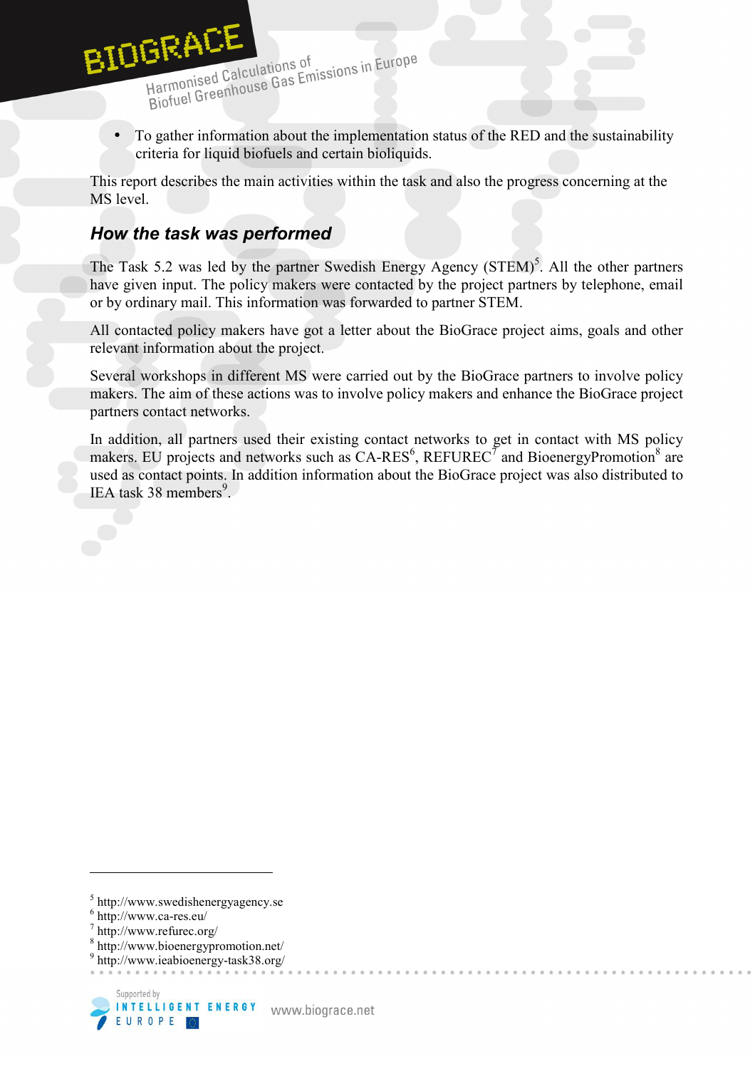- To gather information about the implementation status of the RED and the sustainability criteria for liquid biofuels and certain bioliquids.

This report describes the main activities within the task and also the progress concerning at the MS level.

### *How the task was performed*

The Task 5.2 was led by the partner Swedish Energy Agency (STEM)[5]. All the other partners have given input. The policy makers were contacted by the project partners by telephone, email or by ordinary mail. This information was forwarded to partner STEM.

All contacted policy makers have got a letter about the BioGrace project aims, goals and other relevant information about the project.

Several workshops in different MS were carried out by the BioGrace partners to involve policy makers. The aim of these actions was to involve policy makers and enhance the BioGrace project partners contact networks.

In addition, all partners used their existing contact networks to get in contact with MS policy makers. EU projects and networks such as CA-RES[6], REFUREC[7] and BioenergyPromotion[8] are used as contact points. In addition information about the BioGrace project was also distributed to IEA task 38 members[9].

---

[5] http://www.swedishenergyagency.se
[6] http://www.ca-res.eu/
[7] http://www.refurec.org/
[8] http://www.bioenergypromotion.net/
[9] http://www.ieabioenergy-task38.org/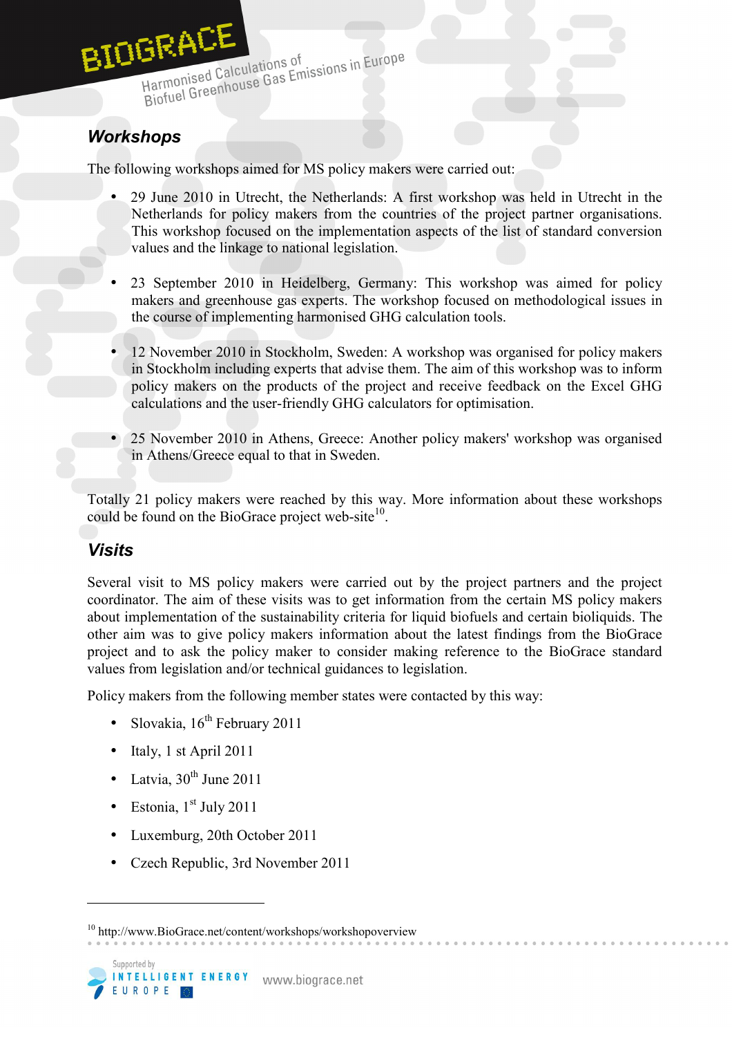## *Workshops*

The following workshops aimed for MS policy makers were carried out:

- 29 June 2010 in Utrecht, the Netherlands: A first workshop was held in Utrecht in the Netherlands for policy makers from the countries of the project partner organisations. This workshop focused on the implementation aspects of the list of standard conversion values and the linkage to national legislation.
- 23 September 2010 in Heidelberg, Germany: This workshop was aimed for policy makers and greenhouse gas experts. The workshop focused on methodological issues in the course of implementing harmonised GHG calculation tools.
- 12 November 2010 in Stockholm, Sweden: A workshop was organised for policy makers in Stockholm including experts that advise them. The aim of this workshop was to inform policy makers on the products of the project and receive feedback on the Excel GHG calculations and the user-friendly GHG calculators for optimisation.
- 25 November 2010 in Athens, Greece: Another policy makers' workshop was organised in Athens/Greece equal to that in Sweden.

Totally 21 policy makers were reached by this way. More information about these workshops could be found on the BioGrace project web-site[10].

## *Visits*

Several visit to MS policy makers were carried out by the project partners and the project coordinator. The aim of these visits was to get information from the certain MS policy makers about implementation of the sustainability criteria for liquid biofuels and certain bioliquids. The other aim was to give policy makers information about the latest findings from the BioGrace project and to ask the policy maker to consider making reference to the BioGrace standard values from legislation and/or technical guidances to legislation.

Policy makers from the following member states were contacted by this way:

- Slovakia, 16th February 2011
- Italy, 1 st April 2011
- Latvia, 30th June 2011
- Estonia, 1st July 2011
- Luxemburg, 20th October 2011
- Czech Republic, 3rd November 2011

[10] http://www.BioGrace.net/content/workshops/workshopoverview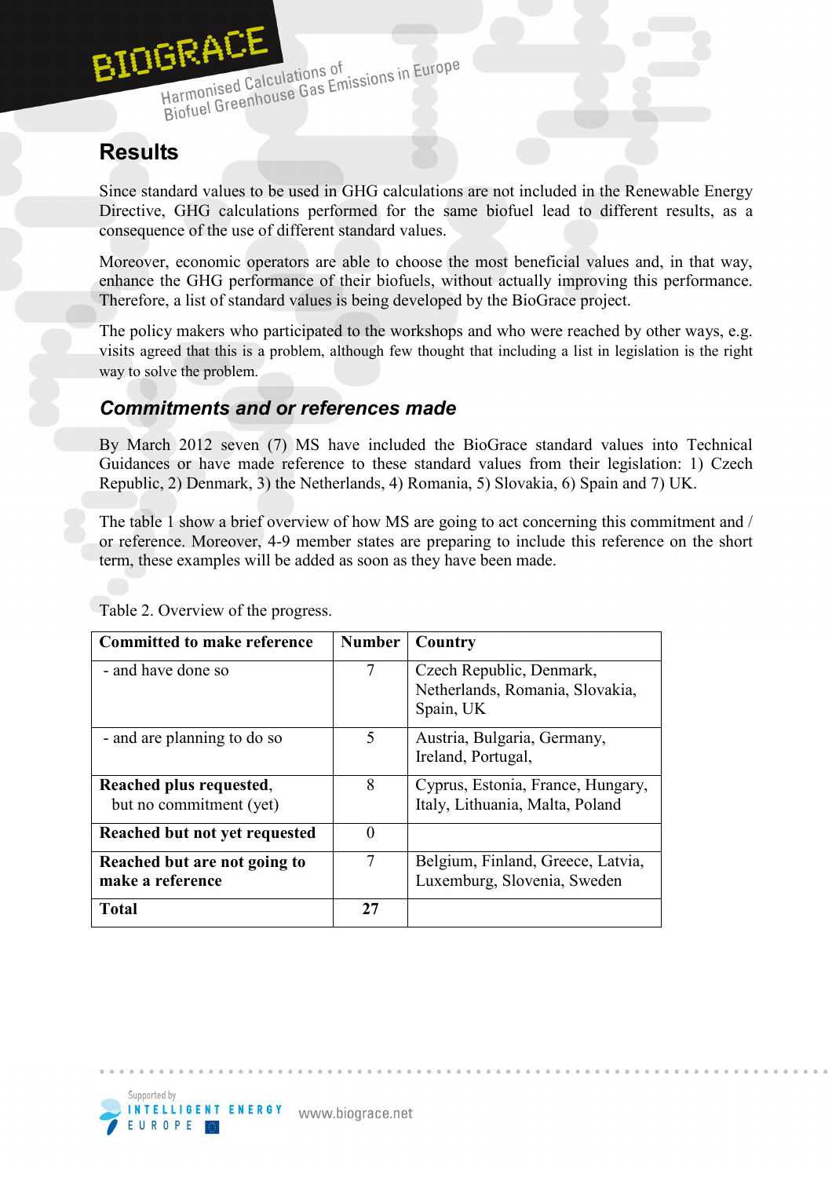## Results

Since standard values to be used in GHG calculations are not included in the Renewable Energy Directive, GHG calculations performed for the same biofuel lead to different results, as a consequence of the use of different standard values.

Moreover, economic operators are able to choose the most beneficial values and, in that way, enhance the GHG performance of their biofuels, without actually improving this performance. Therefore, a list of standard values is being developed by the BioGrace project.

The policy makers who participated to the workshops and who were reached by other ways, e.g. visits agreed that this is a problem, although few thought that including a list in legislation is the right way to solve the problem.

### *Commitments and or references made*

By March 2012 seven (7) MS have included the BioGrace standard values into Technical Guidances or have made reference to these standard values from their legislation: 1) Czech Republic, 2) Denmark, 3) the Netherlands, 4) Romania, 5) Slovakia, 6) Spain and 7) UK.

The table 1 show a brief overview of how MS are going to act concerning this commitment and / or reference. Moreover, 4-9 member states are preparing to include this reference on the short term, these examples will be added as soon as they have been made.

Table 2. Overview of the progress.

| **Committed to make reference** | **Number** | **Country** |
|---|---|---|
| - and have done so | 7 | Czech Republic, Denmark, Netherlands, Romania, Slovakia, Spain, UK |
| - and are planning to do so | 5 | Austria, Bulgaria, Germany, Ireland, Portugal, |
| **Reached plus requested**, but no commitment (yet) | 8 | Cyprus, Estonia, France, Hungary, Italy, Lithuania, Malta, Poland |
| **Reached but not yet requested** | 0 | |
| **Reached but are not going to make a reference** | 7 | Belgium, Finland, Greece, Latvia, Luxemburg, Slovenia, Sweden |
| **Total** | **27** | |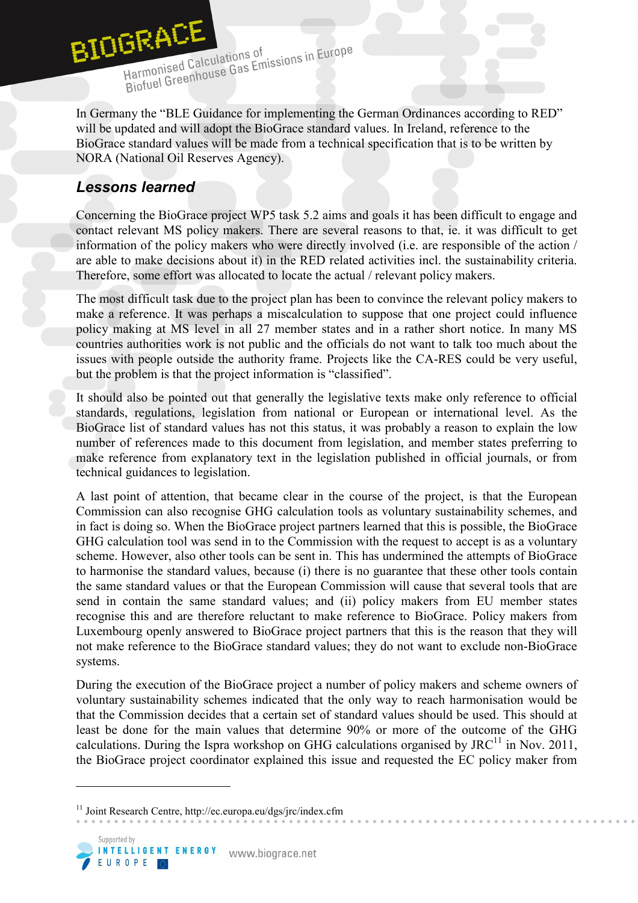In Germany the "BLE Guidance for implementing the German Ordinances according to RED" will be updated and will adopt the BioGrace standard values. In Ireland, reference to the BioGrace standard values will be made from a technical specification that is to be written by NORA (National Oil Reserves Agency).

## *Lessons learned*

Concerning the BioGrace project WP5 task 5.2 aims and goals it has been difficult to engage and contact relevant MS policy makers. There are several reasons to that, ie. it was difficult to get information of the policy makers who were directly involved (i.e. are responsible of the action / are able to make decisions about it) in the RED related activities incl. the sustainability criteria. Therefore, some effort was allocated to locate the actual / relevant policy makers.

The most difficult task due to the project plan has been to convince the relevant policy makers to make a reference. It was perhaps a miscalculation to suppose that one project could influence policy making at MS level in all 27 member states and in a rather short notice. In many MS countries authorities work is not public and the officials do not want to talk too much about the issues with people outside the authority frame. Projects like the CA-RES could be very useful, but the problem is that the project information is "classified".

It should also be pointed out that generally the legislative texts make only reference to official standards, regulations, legislation from national or European or international level. As the BioGrace list of standard values has not this status, it was probably a reason to explain the low number of references made to this document from legislation, and member states preferring to make reference from explanatory text in the legislation published in official journals, or from technical guidances to legislation.

A last point of attention, that became clear in the course of the project, is that the European Commission can also recognise GHG calculation tools as voluntary sustainability schemes, and in fact is doing so. When the BioGrace project partners learned that this is possible, the BioGrace GHG calculation tool was send in to the Commission with the request to accept is as a voluntary scheme. However, also other tools can be sent in. This has undermined the attempts of BioGrace to harmonise the standard values, because (i) there is no guarantee that these other tools contain the same standard values or that the European Commission will cause that several tools that are send in contain the same standard values; and (ii) policy makers from EU member states recognise this and are therefore reluctant to make reference to BioGrace. Policy makers from Luxembourg openly answered to BioGrace project partners that this is the reason that they will not make reference to the BioGrace standard values; they do not want to exclude non-BioGrace systems.

During the execution of the BioGrace project a number of policy makers and scheme owners of voluntary sustainability schemes indicated that the only way to reach harmonisation would be that the Commission decides that a certain set of standard values should be used. This should at least be done for the main values that determine 90% or more of the outcome of the GHG calculations. During the Ispra workshop on GHG calculations organised by JRC[11] in Nov. 2011, the BioGrace project coordinator explained this issue and requested the EC policy maker from

[11] Joint Research Centre, http://ec.europa.eu/dgs/jrc/index.cfm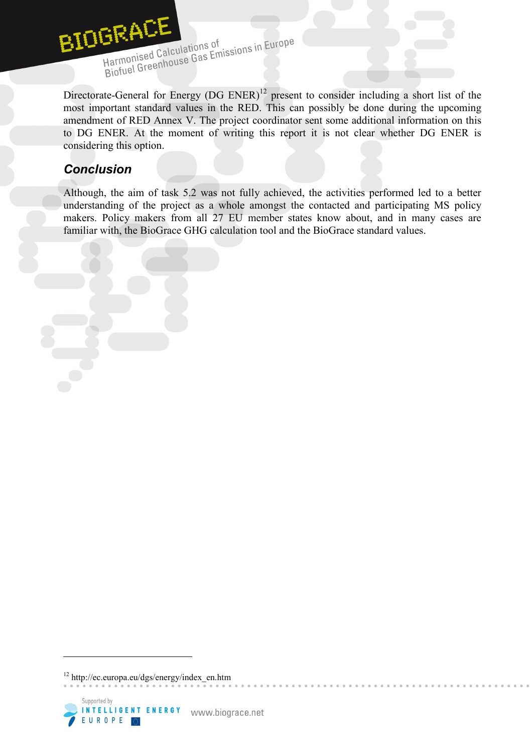Directorate-General for Energy (DG ENER)[12] present to consider including a short list of the most important standard values in the RED. This can possibly be done during the upcoming amendment of RED Annex V. The project coordinator sent some additional information on this to DG ENER. At the moment of writing this report it is not clear whether DG ENER is considering this option.

### *Conclusion*

Although, the aim of task 5.2 was not fully achieved, the activities performed led to a better understanding of the project as a whole amongst the contacted and participating MS policy makers. Policy makers from all 27 EU member states know about, and in many cases are familiar with, the BioGrace GHG calculation tool and the BioGrace standard values.

[12] http://ec.europa.eu/dgs/energy/index_en.htm